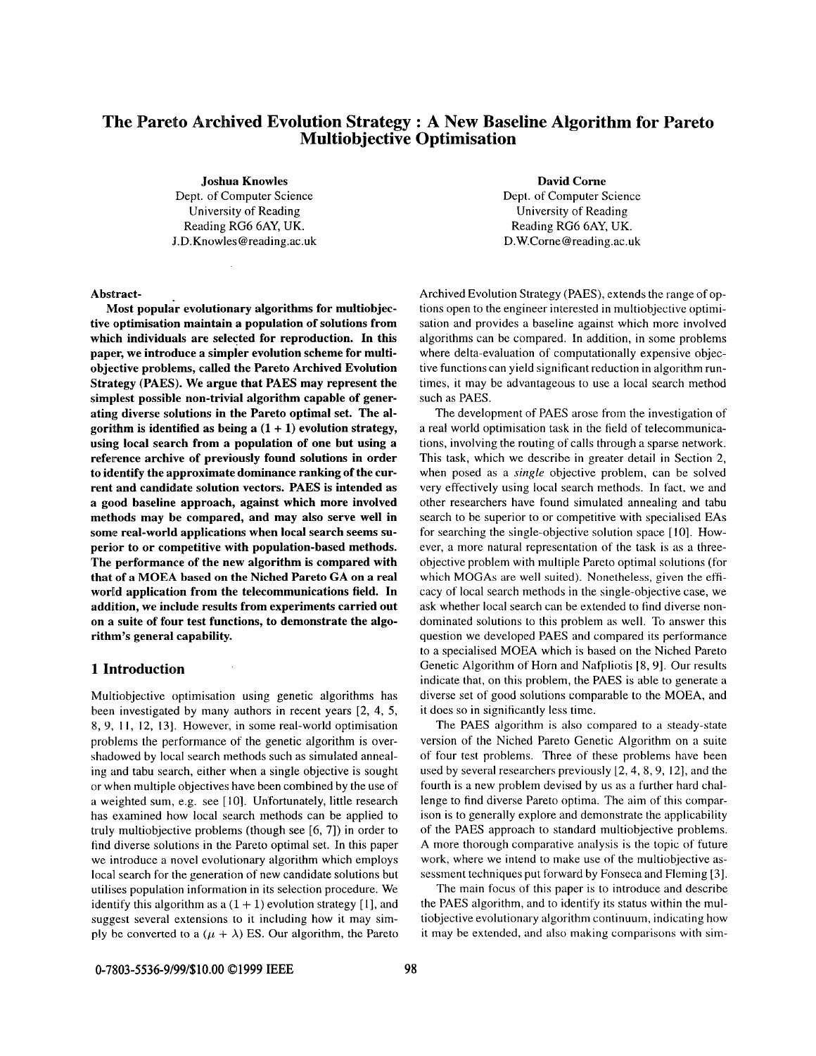# The Pareto Archived Evolution Strategy : A New Baseline Algorithm for Pareto Multiobjective Optimisation

**Joshua Knowles**
Dept. of Computer Science
University of Reading
Reading RG6 6AY, UK.
J.D.Knowles@reading.ac.uk

**David Corne**
Dept. of Computer Science
University of Reading
Reading RG6 6AY, UK.
D.W.Corne@reading.ac.uk

**Abstract-**

**Most popular evolutionary algorithms for multiobjective optimisation maintain a population of solutions from which individuals are selected for reproduction. In this paper, we introduce a simpler evolution scheme for multiobjective problems, called the Pareto Archived Evolution Strategy (PAES). We argue that PAES may represent the simplest possible non-trivial algorithm capable of generating diverse solutions in the Pareto optimal set. The algorithm is identified as being a (1 + 1) evolution strategy, using local search from a population of one but using a reference archive of previously found solutions in order to identify the approximate dominance ranking of the current and candidate solution vectors. PAES is intended as a good baseline approach, against which more involved methods may be compared, and may also serve well in some real-world applications when local search seems superior to or competitive with population-based methods. The performance of the new algorithm is compared with that of a MOEA based on the Niched Pareto GA on a real world application from the telecommunications field. In addition, we include results from experiments carried out on a suite of four test functions, to demonstrate the algorithm's general capability.**

## 1 Introduction

Multiobjective optimisation using genetic algorithms has been investigated by many authors in recent years [2, 4, 5, 8, 9, 11, 12, 13]. However, in some real-world optimisation problems the performance of the genetic algorithm is overshadowed by local search methods such as simulated annealing and tabu search, either when a single objective is sought or when multiple objectives have been combined by the use of a weighted sum, e.g. see [10]. Unfortunately, little research has examined how local search methods can be applied to truly multiobjective problems (though see [6, 7]) in order to find diverse solutions in the Pareto optimal set. In this paper we introduce a novel evolutionary algorithm which employs local search for the generation of new candidate solutions but utilises population information in its selection procedure. We identify this algorithm as a $(1 + 1)$ evolution strategy [1], and suggest several extensions to it including how it may simply be converted to a $(\mu + \lambda)$ ES. Our algorithm, the Pareto Archived Evolution Strategy (PAES), extends the range of options open to the engineer interested in multiobjective optimisation and provides a baseline against which more involved algorithms can be compared. In addition, in some problems where delta-evaluation of computationally expensive objective functions can yield significant reduction in algorithm runtimes, it may be advantageous to use a local search method such as PAES.

The development of PAES arose from the investigation of a real world optimisation task in the field of telecommunications, involving the routing of calls through a sparse network. This task, which we describe in greater detail in Section 2, when posed as a *single* objective problem, can be solved very effectively using local search methods. In fact, we and other researchers have found simulated annealing and tabu search to be superior to or competitive with specialised EAs for searching the single-objective solution space [10]. However, a more natural representation of the task is as a three-objective problem with multiple Pareto optimal solutions (for which MOGAs are well suited). Nonetheless, given the efficacy of local search methods in the single-objective case, we ask whether local search can be extended to find diverse nondominated solutions to this problem as well. To answer this question we developed PAES and compared its performance to a specialised MOEA which is based on the Niched Pareto Genetic Algorithm of Horn and Nafpliotis [8, 9]. Our results indicate that, on this problem, the PAES is able to generate a diverse set of good solutions comparable to the MOEA, and it does so in significantly less time.

The PAES algorithm is also compared to a steady-state version of the Niched Pareto Genetic Algorithm on a suite of four test problems. Three of these problems have been used by several researchers previously [2, 4, 8, 9, 12], and the fourth is a new problem devised by us as a further hard challenge to find diverse Pareto optima. The aim of this comparison is to generally explore and demonstrate the applicability of the PAES approach to standard multiobjective problems. A more thorough comparative analysis is the topic of future work, where we intend to make use of the multiobjective assessment techniques put forward by Fonseca and Fleming [3].

The main focus of this paper is to introduce and describe the PAES algorithm, and to identify its status within the multiobjective evolutionary algorithm continuum, indicating how it may be extended, and also making comparisons with sim-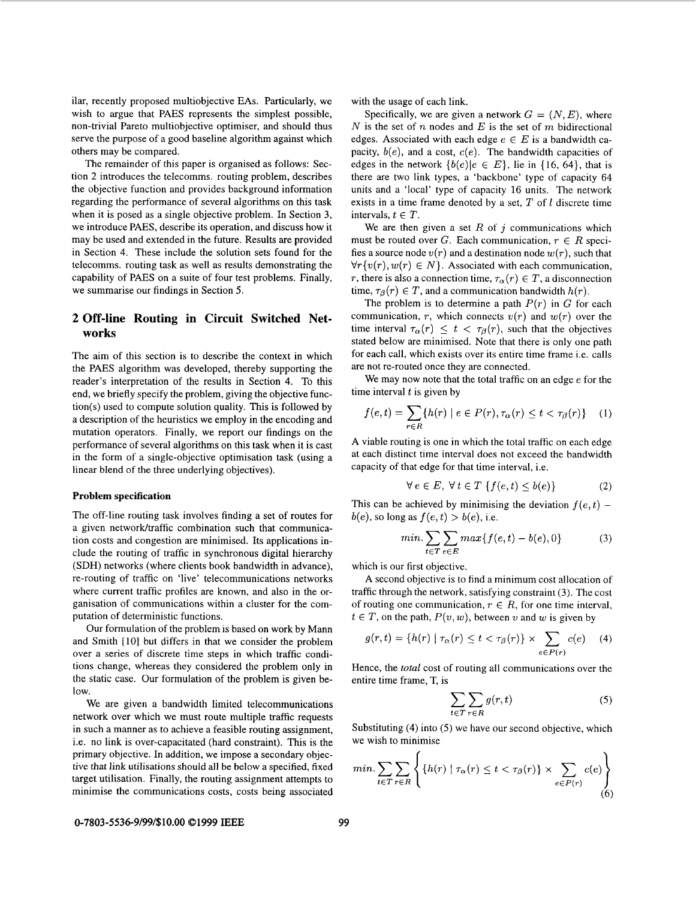ilar, recently proposed multiobjective EAs. Particularly, we wish to argue that PAES represents the simplest possible, non-trivial Pareto multiobjective optimiser, and should thus serve the purpose of a good baseline algorithm against which others may be compared.

The remainder of this paper is organised as follows: Section 2 introduces the telecomms. routing problem, describes the objective function and provides background information regarding the performance of several algorithms on this task when it is posed as a single objective problem. In Section 3, we introduce PAES, describe its operation, and discuss how it may be used and extended in the future. Results are provided in Section 4. These include the solution sets found for the telecomms. routing task as well as results demonstrating the capability of PAES on a suite of four test problems. Finally, we summarise our findings in Section 5.

## 2 Off-line Routing in Circuit Switched Networks

The aim of this section is to describe the context in which the PAES algorithm was developed, thereby supporting the reader's interpretation of the results in Section 4. To this end, we briefly specify the problem, giving the objective function(s) used to compute solution quality. This is followed by a description of the heuristics we employ in the encoding and mutation operators. Finally, we report our findings on the performance of several algorithms on this task when it is cast in the form of a single-objective optimisation task (using a linear blend of the three underlying objectives).

### Problem specification

The off-line routing task involves finding a set of routes for a given network/traffic combination such that communication costs and congestion are minimised. Its applications include the routing of traffic in synchronous digital hierarchy (SDH) networks (where clients book bandwidth in advance), re-routing of traffic on 'live' telecommunications networks where current traffic profiles are known, and also in the organisation of communications within a cluster for the computation of deterministic functions.

Our formulation of the problem is based on work by Mann and Smith [10] but differs in that we consider the problem over a series of discrete time steps in which traffic conditions change, whereas they considered the problem only in the static case. Our formulation of the problem is given below.

We are given a bandwidth limited telecommunications network over which we must route multiple traffic requests in such a manner as to achieve a feasible routing assignment, i.e. no link is over-capacitated (hard constraint). This is the primary objective. In addition, we impose a secondary objective that link utilisations should all be below a specified, fixed target utilisation. Finally, the routing assignment attempts to minimise the communications costs, costs being associated with the usage of each link.

Specifically, we are given a network $G = (N, E)$, where $N$ is the set of $n$ nodes and $E$ is the set of $m$ bidirectional edges. Associated with each edge $e \in E$ is a bandwidth capacity, $b(e)$, and a cost, $c(e)$. The bandwidth capacities of edges in the network $\{b(e)|e \in E\}$, lie in $\{16, 64\}$, that is there are two link types, a 'backbone' type of capacity 64 units and a 'local' type of capacity 16 units. The network exists in a time frame denoted by a set, $T$ of $l$ discrete time intervals, $t \in T$.

We are then given a set $R$ of $j$ communications which must be routed over $G$. Each communication, $r \in R$ specifies a source node $v(r)$ and a destination node $w(r)$, such that $\forall r\{v(r), w(r) \in N\}$. Associated with each communication, $r$, there is also a connection time, $\tau_\alpha(r) \in T$, a disconnection time, $\tau_\beta(r) \in T$, and a communication bandwidth $h(r)$.

The problem is to determine a path $P(r)$ in $G$ for each communication, $r$, which connects $v(r)$ and $w(r)$ over the time interval $\tau_\alpha(r) \leq t < \tau_\beta(r)$, such that the objectives stated below are minimised. Note that there is only one path for each call, which exists over its entire time frame i.e. calls are not re-routed once they are connected.

We may now note that the total traffic on an edge $e$ for the time interval $t$ is given by

$$f(e,t) = \sum_{r \in R} \{h(r) \mid e \in P(r), \tau_\alpha(r) \leq t < \tau_\beta(r)\} \quad (1)$$

A viable routing is one in which the total traffic on each edge at each distinct time interval does not exceed the bandwidth capacity of that edge for that time interval, i.e.

$$\forall\, e \in E,\ \forall\, t \in T\ \{f(e,t) \leq b(e)\} \quad (2)$$

This can be achieved by minimising the deviation $f(e,t) - b(e)$, so long as $f(e,t) > b(e)$, i.e.

$$min. \sum_{t \in T} \sum_{e \in E} max\{f(e,t) - b(e), 0\} \quad (3)$$

which is our first objective.

A second objective is to find a minimum cost allocation of traffic through the network, satisfying constraint (3). The cost of routing one communication, $r \in R$, for one time interval, $t \in T$, on the path, $P(v,w)$, between $v$ and $w$ is given by

$$g(r,t) = \{h(r) \mid \tau_\alpha(r) \leq t < \tau_\beta(r)\} \times \sum_{e \in P(r)} c(e) \quad (4)$$

Hence, the *total* cost of routing all communications over the entire time frame, T, is

$$\sum_{t \in T} \sum_{r \in R} g(r,t) \quad (5)$$

Substituting (4) into (5) we have our second objective, which we wish to minimise

$$min. \sum_{t \in T} \sum_{r \in R} \left\{ \{h(r) \mid \tau_\alpha(r) \leq t < \tau_\beta(r)\} \times \sum_{e \in P(r)} c(e) \right\} \quad (6)$$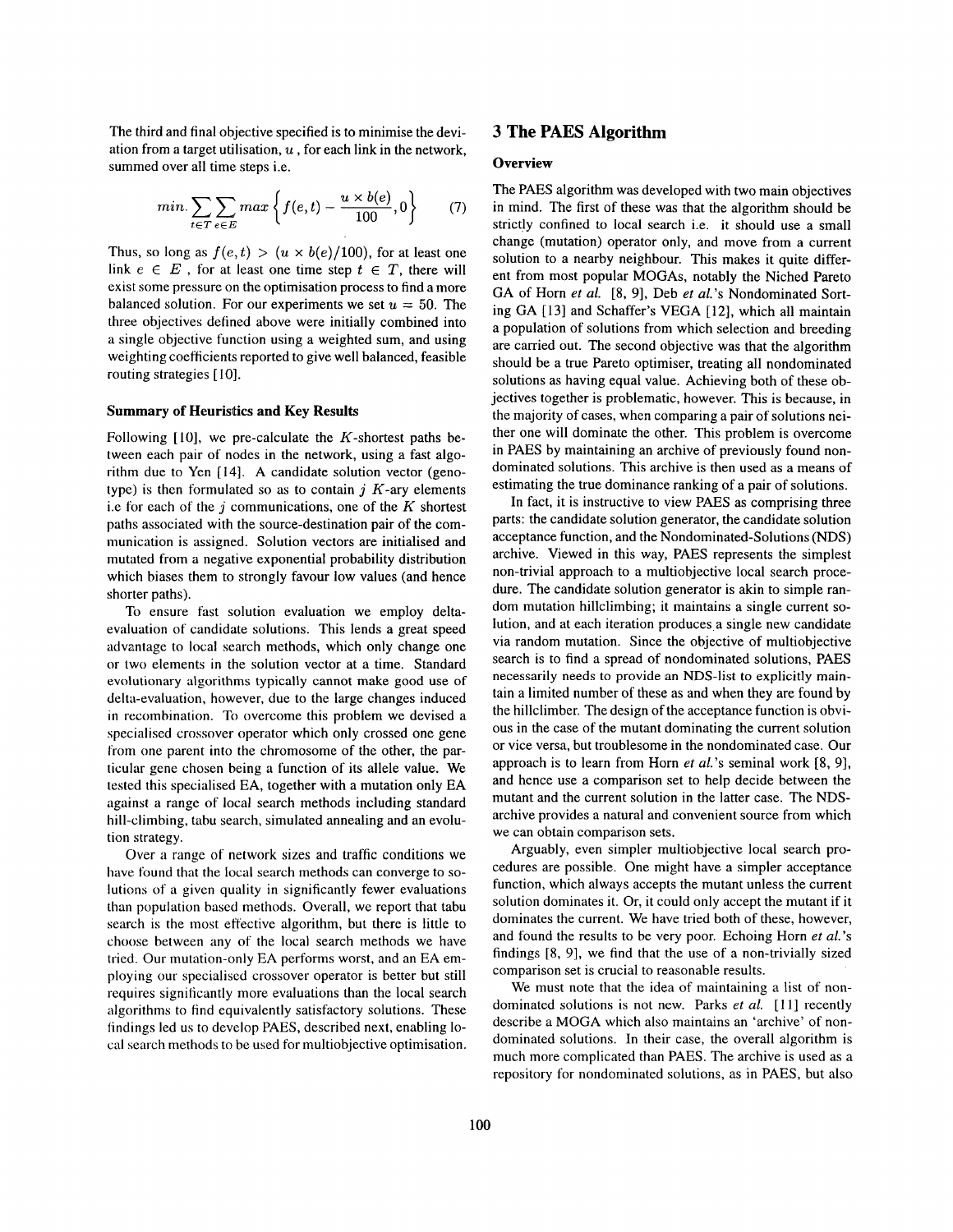The third and final objective specified is to minimise the deviation from a target utilisation, $u$, for each link in the network, summed over all time steps i.e.

$$min. \sum_{t \in T} \sum_{e \in E} max \left\{ f(e,t) - \frac{u \times b(e)}{100}, 0 \right\} \qquad (7)$$

Thus, so long as $f(e,t) > (u \times b(e)/100)$, for at least one link $e \in E$, for at least one time step $t \in T$, there will exist some pressure on the optimisation process to find a more balanced solution. For our experiments we set $u = 50$. The three objectives defined above were initially combined into a single objective function using a weighted sum, and using weighting coefficients reported to give well balanced, feasible routing strategies [10].

### Summary of Heuristics and Key Results

Following [10], we pre-calculate the $K$-shortest paths between each pair of nodes in the network, using a fast algorithm due to Yen [14]. A candidate solution vector (genotype) is then formulated so as to contain $j$ $K$-ary elements i.e for each of the $j$ communications, one of the $K$ shortest paths associated with the source-destination pair of the communication is assigned. Solution vectors are initialised and mutated from a negative exponential probability distribution which biases them to strongly favour low values (and hence shorter paths).

To ensure fast solution evaluation we employ delta-evaluation of candidate solutions. This lends a great speed advantage to local search methods, which only change one or two elements in the solution vector at a time. Standard evolutionary algorithms typically cannot make good use of delta-evaluation, however, due to the large changes induced in recombination. To overcome this problem we devised a specialised crossover operator which only crossed one gene from one parent into the chromosome of the other, the particular gene chosen being a function of its allele value. We tested this specialised EA, together with a mutation only EA against a range of local search methods including standard hill-climbing, tabu search, simulated annealing and an evolution strategy.

Over a range of network sizes and traffic conditions we have found that the local search methods can converge to solutions of a given quality in significantly fewer evaluations than population based methods. Overall, we report that tabu search is the most effective algorithm, but there is little to choose between any of the local search methods we have tried. Our mutation-only EA performs worst, and an EA employing our specialised crossover operator is better but still requires significantly more evaluations than the local search algorithms to find equivalently satisfactory solutions. These findings led us to develop PAES, described next, enabling local search methods to be used for multiobjective optimisation.

## 3 The PAES Algorithm

### Overview

The PAES algorithm was developed with two main objectives in mind. The first of these was that the algorithm should be strictly confined to local search i.e. it should use a small change (mutation) operator only, and move from a current solution to a nearby neighbour. This makes it quite different from most popular MOGAs, notably the Niched Pareto GA of Horn *et al.* [8, 9], Deb *et al.*'s Nondominated Sorting GA [13] and Schaffer's VEGA [12], which all maintain a population of solutions from which selection and breeding are carried out. The second objective was that the algorithm should be a true Pareto optimiser, treating all nondominated solutions as having equal value. Achieving both of these objectives together is problematic, however. This is because, in the majority of cases, when comparing a pair of solutions neither one will dominate the other. This problem is overcome in PAES by maintaining an archive of previously found nondominated solutions. This archive is then used as a means of estimating the true dominance ranking of a pair of solutions.

In fact, it is instructive to view PAES as comprising three parts: the candidate solution generator, the candidate solution acceptance function, and the Nondominated-Solutions (NDS) archive. Viewed in this way, PAES represents the simplest non-trivial approach to a multiobjective local search procedure. The candidate solution generator is akin to simple random mutation hillclimbing; it maintains a single current solution, and at each iteration produces a single new candidate via random mutation. Since the objective of multiobjective search is to find a spread of nondominated solutions, PAES necessarily needs to provide an NDS-list to explicitly maintain a limited number of these as and when they are found by the hillclimber. The design of the acceptance function is obvious in the case of the mutant dominating the current solution or vice versa, but troublesome in the nondominated case. Our approach is to learn from Horn *et al.*'s seminal work [8, 9], and hence use a comparison set to help decide between the mutant and the current solution in the latter case. The NDS-archive provides a natural and convenient source from which we can obtain comparison sets.

Arguably, even simpler multiobjective local search procedures are possible. One might have a simpler acceptance function, which always accepts the mutant unless the current solution dominates it. Or, it could only accept the mutant if it dominates the current. We have tried both of these, however, and found the results to be very poor. Echoing Horn *et al.*'s findings [8, 9], we find that the use of a non-trivially sized comparison set is crucial to reasonable results.

We must note that the idea of maintaining a list of nondominated solutions is not new. Parks *et al.* [11] recently describe a MOGA which also maintains an 'archive' of nondominated solutions. In their case, the overall algorithm is much more complicated than PAES. The archive is used as a repository for nondominated solutions, as in PAES, but also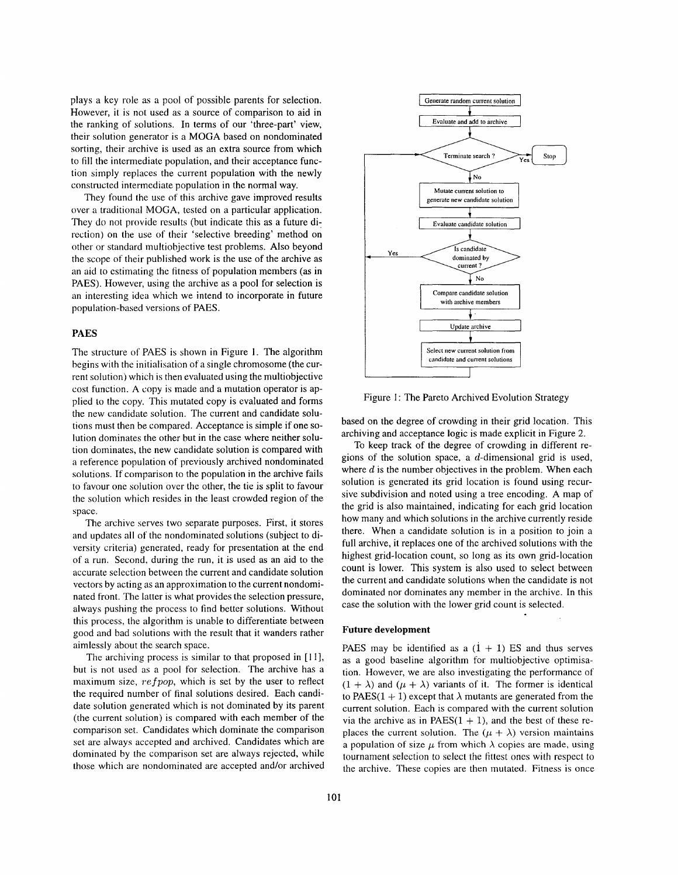plays a key role as a pool of possible parents for selection. However, it is not used as a source of comparison to aid in the ranking of solutions. In terms of our 'three-part' view, their solution generator is a MOGA based on nondominated sorting, their archive is used as an extra source from which to fill the intermediate population, and their acceptance function simply replaces the current population with the newly constructed intermediate population in the normal way.

They found the use of this archive gave improved results over a traditional MOGA, tested on a particular application. They do not provide results (but indicate this as a future direction) on the use of their 'selective breeding' method on other or standard multiobjective test problems. Also beyond the scope of their published work is the use of the archive as an aid to estimating the fitness of population members (as in PAES). However, using the archive as a pool for selection is an interesting idea which we intend to incorporate in future population-based versions of PAES.

## PAES

The structure of PAES is shown in Figure 1. The algorithm begins with the initialisation of a single chromosome (the current solution) which is then evaluated using the multiobjective cost function. A copy is made and a mutation operator is applied to the copy. This mutated copy is evaluated and forms the new candidate solution. The current and candidate solutions must then be compared. Acceptance is simple if one solution dominates the other but in the case where neither solution dominates, the new candidate solution is compared with a reference population of previously archived nondominated solutions. If comparison to the population in the archive fails to favour one solution over the other, the tie is split to favour the solution which resides in the least crowded region of the space.

The archive serves two separate purposes. First, it stores and updates all of the nondominated solutions (subject to diversity criteria) generated, ready for presentation at the end of a run. Second, during the run, it is used as an aid to the accurate selection between the current and candidate solution vectors by acting as an approximation to the current nondominated front. The latter is what provides the selection pressure, always pushing the process to find better solutions. Without this process, the algorithm is unable to differentiate between good and bad solutions with the result that it wanders rather aimlessly about the search space.

The archiving process is similar to that proposed in [11], but is not used as a pool for selection. The archive has a maximum size, *refpop*, which is set by the user to reflect the required number of final solutions desired. Each candidate solution generated which is not dominated by its parent (the current solution) is compared with each member of the comparison set. Candidates which dominate the comparison set are always accepted and archived. Candidates which are dominated by the comparison set are always rejected, while those which are nondominated are accepted and/or archived based on the degree of crowding in their grid location. This archiving and acceptance logic is made explicit in Figure 2.

Generate random current solution → Evaluate and add to archive → Terminate search? (Yes → Stop; No ↓) → Mutate current solution to generate new candidate solution → Evaluate candidate solution → Is candidate dominated by current? (Yes → back to Terminate search?; No ↓) → Compare candidate solution with archive members → Update archive → Select new current solution from candidate and current solutions → back to Terminate search?

Figure 1: The Pareto Archived Evolution Strategy

To keep track of the degree of crowding in different regions of the solution space, a $d$-dimensional grid is used, where $d$ is the number objectives in the problem. When each solution is generated its grid location is found using recursive subdivision and noted using a tree encoding. A map of the grid is also maintained, indicating for each grid location how many and which solutions in the archive currently reside there. When a candidate solution is in a position to join a full archive, it replaces one of the archived solutions with the highest grid-location count, so long as its own grid-location count is lower. This system is also used to select between the current and candidate solutions when the candidate is not dominated nor dominates any member in the archive. In this case the solution with the lower grid count is selected.

### Future development

PAES may be identified as a $(1 + 1)$ ES and thus serves as a good baseline algorithm for multiobjective optimisation. However, we are also investigating the performance of $(1 + \lambda)$ and $(\mu + \lambda)$ variants of it. The former is identical to PAES$(1 + 1)$ except that $\lambda$ mutants are generated from the current solution. Each is compared with the current solution via the archive as in PAES$(1 + 1)$, and the best of these replaces the current solution. The $(\mu + \lambda)$ version maintains a population of size $\mu$ from which $\lambda$ copies are made, using tournament selection to select the fittest ones with respect to the archive. These copies are then mutated. Fitness is once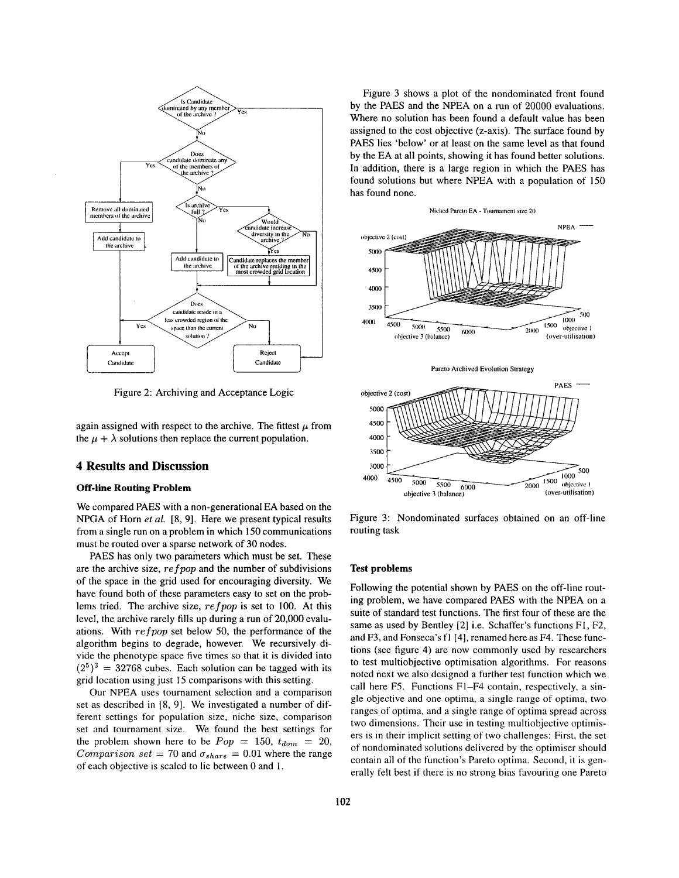Figure 2: Archiving and Acceptance Logic

again assigned with respect to the archive. The fittest $\mu$ from the $\mu + \lambda$ solutions then replace the current population.

# 4 Results and Discussion

### Off-line Routing Problem

We compared PAES with a non-generational EA based on the NPGA of Horn *et al.* [8, 9]. Here we present typical results from a single run on a problem in which 150 communications must be routed over a sparse network of 30 nodes.

PAES has only two parameters which must be set. These are the archive size, $refpop$ and the number of subdivisions of the space in the grid used for encouraging diversity. We have found both of these parameters easy to set on the problems tried. The archive size, $refpop$ is set to 100. At this level, the archive rarely fills up during a run of 20,000 evaluations. With $refpop$ set below 50, the performance of the algorithm begins to degrade, however. We recursively divide the phenotype space five times so that it is divided into $(2^5)^3 = 32768$ cubes. Each solution can be tagged with its grid location using just 15 comparisons with this setting.

Our NPEA uses tournament selection and a comparison set as described in [8, 9]. We investigated a number of different settings for population size, niche size, comparison set and tournament size. We found the best settings for the problem shown here to be $Pop = 150$, $t_{dom} = 20$, $Comparison\ set = 70$ and $\sigma_{share} = 0.01$ where the range of each objective is scaled to lie between 0 and 1.

Figure 3 shows a plot of the nondominated front found by the PAES and the NPEA on a run of 20000 evaluations. Where no solution has been found a default value has been assigned to the cost objective (z-axis). The surface found by PAES lies 'below' or at least on the same level as that found by the EA at all points, showing it has found better solutions. In addition, there is a large region in which the PAES has found solutions but where NPEA with a population of 150 has found none.

Figure 3: Nondominated surfaces obtained on an off-line routing task

### Test problems

Following the potential shown by PAES on the off-line routing problem, we have compared PAES with the NPEA on a suite of standard test functions. The first four of these are the same as used by Bentley [2] i.e. Schaffer's functions F1, F2, and F3, and Fonseca's f1 [4], renamed here as F4. These functions (see figure 4) are now commonly used by researchers to test multiobjective optimisation algorithms. For reasons noted next we also designed a further test function which we call here F5. Functions F1–F4 contain, respectively, a single objective and one optima, a single range of optima, two ranges of optima, and a single range of optima spread across two dimensions. Their use in testing multiobjective optimisers is in their implicit setting of two challenges: First, the set of nondominated solutions delivered by the optimiser should contain all of the function's Pareto optima. Second, it is generally felt best if there is no strong bias favouring one Pareto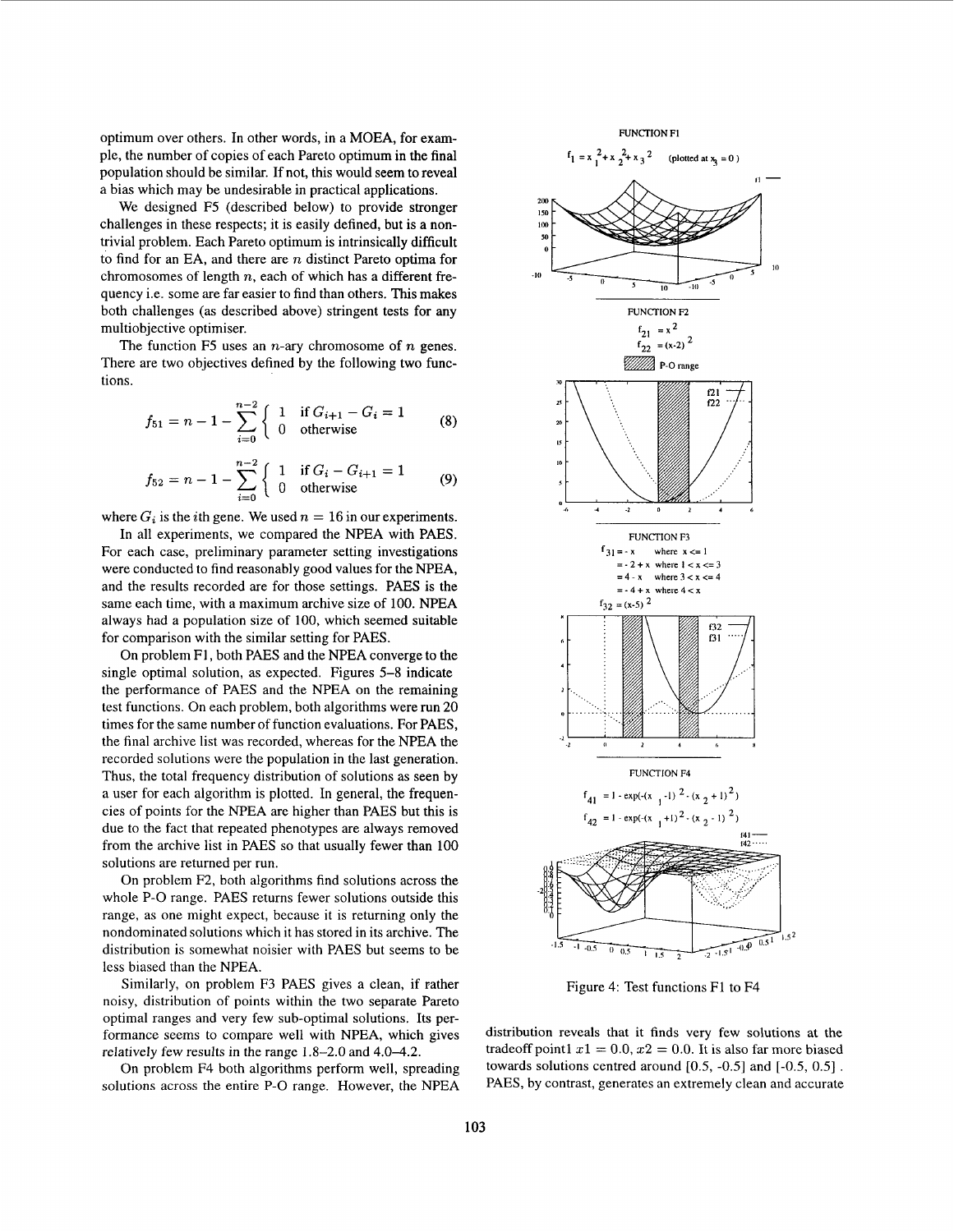optimum over others. In other words, in a MOEA, for example, the number of copies of each Pareto optimum in the final population should be similar. If not, this would seem to reveal a bias which may be undesirable in practical applications.

We designed F5 (described below) to provide stronger challenges in these respects; it is easily defined, but is a non-trivial problem. Each Pareto optimum is intrinsically difficult to find for an EA, and there are $n$ distinct Pareto optima for chromosomes of length $n$, each of which has a different frequency i.e. some are far easier to find than others. This makes both challenges (as described above) stringent tests for any multiobjective optimiser.

The function F5 uses an $n$-ary chromosome of $n$ genes. There are two objectives defined by the following two functions.

$$f_{51} = n - 1 - \sum_{i=0}^{n-2} \begin{cases} 1 & \text{if } G_{i+1} - G_i = 1 \\ 0 & \text{otherwise} \end{cases} \tag{8}$$

$$f_{52} = n - 1 - \sum_{i=0}^{n-2} \begin{cases} 1 & \text{if } G_i - G_{i+1} = 1 \\ 0 & \text{otherwise} \end{cases} \tag{9}$$

where $G_i$ is the $i$th gene. We used $n = 16$ in our experiments.

In all experiments, we compared the NPEA with PAES. For each case, preliminary parameter setting investigations were conducted to find reasonably good values for the NPEA, and the results recorded are for those settings. PAES is the same each time, with a maximum archive size of 100. NPEA always had a population size of 100, which seemed suitable for comparison with the similar setting for PAES.

On problem F1, both PAES and the NPEA converge to the single optimal solution, as expected. Figures 5–8 indicate the performance of PAES and the NPEA on the remaining test functions. On each problem, both algorithms were run 20 times for the same number of function evaluations. For PAES, the final archive list was recorded, whereas for the NPEA the recorded solutions were the population in the last generation. Thus, the total frequency distribution of solutions as seen by a user for each algorithm is plotted. In general, the frequencies of points for the NPEA are higher than PAES but this is due to the fact that repeated phenotypes are always removed from the archive list in PAES so that usually fewer than 100 solutions are returned per run.

On problem F2, both algorithms find solutions across the whole P-O range. PAES returns fewer solutions outside this range, as one might expect, because it is returning only the nondominated solutions which it has stored in its archive. The distribution is somewhat noisier with PAES but seems to be less biased than the NPEA.

Similarly, on problem F3 PAES gives a clean, if rather noisy, distribution of points within the two separate Pareto optimal ranges and very few sub-optimal solutions. Its performance seems to compare well with NPEA, which gives relatively few results in the range 1.8–2.0 and 4.0–4.2.

On problem F4 both algorithms perform well, spreading solutions across the entire P-O range. However, the NPEA distribution reveals that it finds very few solutions at the tradeoff point1 $x1 = 0.0, x2 = 0.0$. It is also far more biased towards solutions centred around [0.5, -0.5] and [-0.5, 0.5]. PAES, by contrast, generates an extremely clean and accurate

FUNCTION F1

$f_1 = x_1^2 + x_2^2 + x_3^2$ (plotted at $x_3 = 0$)

FUNCTION F2

$f_{21} = x^2$

$f_{22} = (x-2)^2$

FUNCTION F3

$f_{31} = -x$ where $x \le 1$
$= -2 + x$ where $1 < x \le 3$
$= 4 - x$ where $3 < x \le 4$
$= -4 + x$ where $4 < x$

$f_{32} = (x-5)^2$

FUNCTION F4

$f_{41} = 1 - \exp(-(x_1 - 1)^2 - (x_2 + 1)^2)$

$f_{42} = 1 - \exp(-(x_1 + 1)^2 - (x_2 - 1)^2)$

Figure 4: Test functions F1 to F4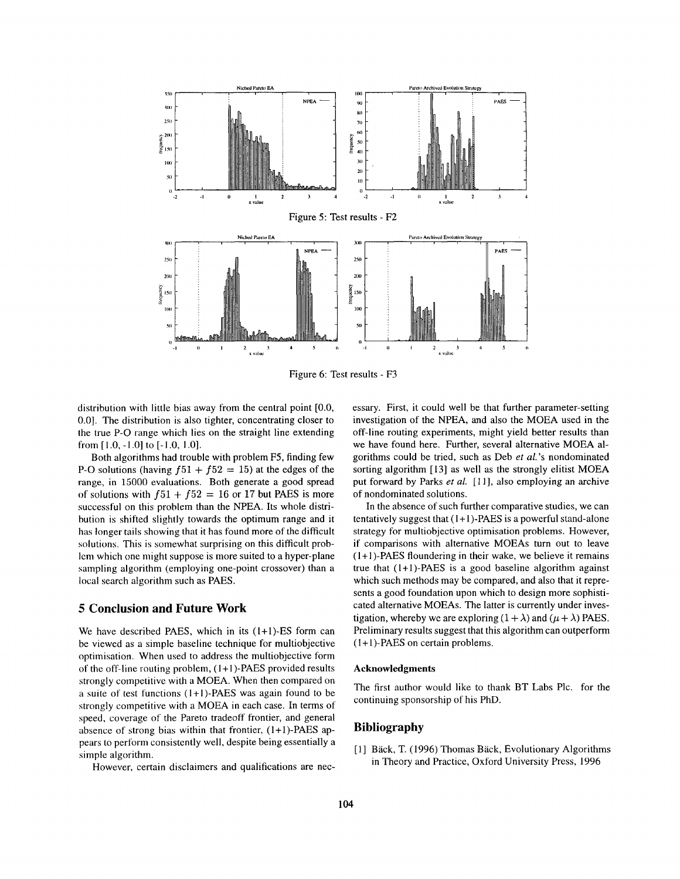Figure 5: Test results - F2

Figure 6: Test results - F3

distribution with little bias away from the central point [0.0, 0.0]. The distribution is also tighter, concentrating closer to the true P-O range which lies on the straight line extending from [1.0, -1.0] to [-1.0, 1.0].

Both algorithms had trouble with problem F5, finding few P-O solutions (having $f51 + f52 = 15$) at the edges of the range, in 15000 evaluations. Both generate a good spread of solutions with $f51 + f52 = 16$ or 17 but PAES is more successful on this problem than the NPEA. Its whole distribution is shifted slightly towards the optimum range and it has longer tails showing that it has found more of the difficult solutions. This is somewhat surprising on this difficult problem which one might suppose is more suited to a hyper-plane sampling algorithm (employing one-point crossover) than a local search algorithm such as PAES.

## 5 Conclusion and Future Work

We have described PAES, which in its (1+1)-ES form can be viewed as a simple baseline technique for multiobjective optimisation. When used to address the multiobjective form of the off-line routing problem, (1+1)-PAES provided results strongly competitive with a MOEA. When then compared on a suite of test functions (1+1)-PAES was again found to be strongly competitive with a MOEA in each case. In terms of speed, coverage of the Pareto tradeoff frontier, and general absence of strong bias within that frontier, (1+1)-PAES appears to perform consistently well, despite being essentially a simple algorithm.

However, certain disclaimers and qualifications are necessary. First, it could well be that further parameter-setting investigation of the NPEA, and also the MOEA used in the off-line routing experiments, might yield better results than we have found here. Further, several alternative MOEA algorithms could be tried, such as Deb *et al.*'s nondominated sorting algorithm [13] as well as the strongly elitist MOEA put forward by Parks *et al.* [11], also employing an archive of nondominated solutions.

In the absence of such further comparative studies, we can tentatively suggest that (1+1)-PAES is a powerful stand-alone strategy for multiobjective optimisation problems. However, if comparisons with alternative MOEAs turn out to leave (1+1)-PAES floundering in their wake, we believe it remains true that (1+1)-PAES is a good baseline algorithm against which such methods may be compared, and also that it represents a good foundation upon which to design more sophisticated alternative MOEAs. The latter is currently under investigation, whereby we are exploring $(1 + \lambda)$ and $(\mu + \lambda)$ PAES. Preliminary results suggest that this algorithm can outperform (1+1)-PAES on certain problems.

### Acknowledgments

The first author would like to thank BT Labs Plc. for the continuing sponsorship of his PhD.

## Bibliography

[1] Bäck, T. (1996) Thomas Bäck, Evolutionary Algorithms in Theory and Practice, Oxford University Press, 1996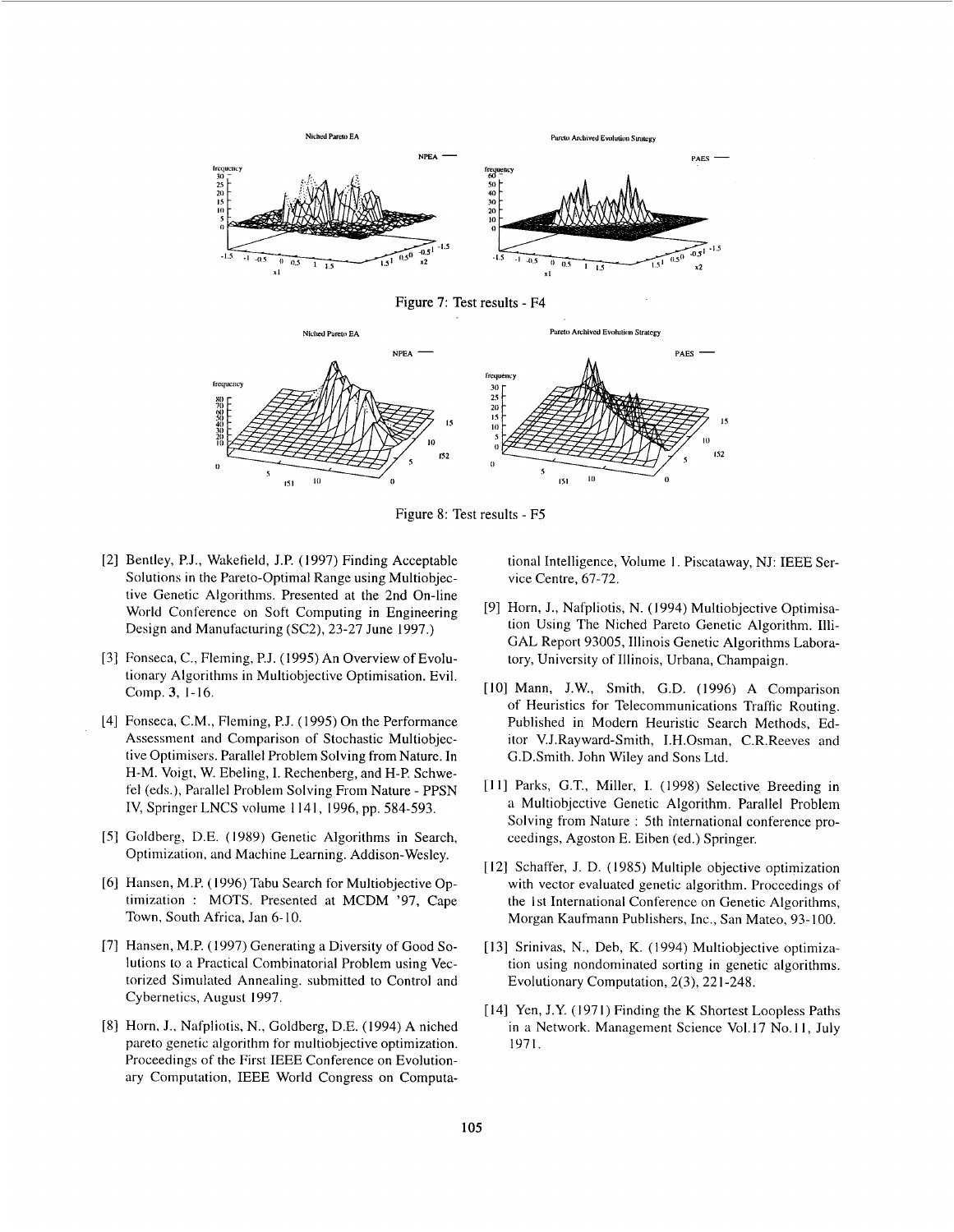Niched Pareto EA

NPEA

frequency

30

25

20

15

10

5

0

-1.5 -1 -0.5 0 0.5 1 1.5

x1

1.5 1 0.5 0 -0.5 -1 -1.5

x2

Pareto Archived Evolution Strategy

PAES

frequency

60

50

40

30

20

10

0

-1.5 -1 -0.5 0 0.5 1 1.5

x1

1.5 1 0.5 0 -0.5 -1 -1.5

x2

Figure 7: Test results - F4

Niched Pareto EA

NPEA

frequency

80

70

60

50

40

30

20

10

0

5

f51 10

15

10

f52

5

0

Pareto Archived Evolution Strategy

PAES

frequency

30

25

20

15

10

5

0

0

5

f51 10

15

10

f52

5

0

Figure 8: Test results - F5

[2] Bentley, P.J., Wakefield, J.P. (1997) Finding Acceptable Solutions in the Pareto-Optimal Range using Multiobjective Genetic Algorithms. Presented at the 2nd On-line World Conference on Soft Computing in Engineering Design and Manufacturing (SC2), 23-27 June 1997.)

[3] Fonseca, C., Fleming, P.J. (1995) An Overview of Evolutionary Algorithms in Multiobjective Optimisation. Evil. Comp. 3, 1-16.

[4] Fonseca, C.M., Fleming, P.J. (1995) On the Performance Assessment and Comparison of Stochastic Multiobjective Optimisers. Parallel Problem Solving from Nature. In H-M. Voigt, W. Ebeling, I. Rechenberg, and H-P. Schwefel (eds.), Parallel Problem Solving From Nature - PPSN IV, Springer LNCS volume 1141, 1996, pp. 584-593.

[5] Goldberg, D.E. (1989) Genetic Algorithms in Search, Optimization, and Machine Learning. Addison-Wesley.

[6] Hansen, M.P. (1996) Tabu Search for Multiobjective Optimization : MOTS. Presented at MCDM '97, Cape Town, South Africa, Jan 6-10.

[7] Hansen, M.P. (1997) Generating a Diversity of Good Solutions to a Practical Combinatorial Problem using Vectorized Simulated Annealing. submitted to Control and Cybernetics, August 1997.

[8] Horn, J., Nafpliotis, N., Goldberg, D.E. (1994) A niched pareto genetic algorithm for multiobjective optimization. Proceedings of the First IEEE Conference on Evolutionary Computation, IEEE World Congress on Computational Intelligence, Volume 1. Piscataway, NJ: IEEE Service Centre, 67-72.

[9] Horn, J., Nafpliotis, N. (1994) Multiobjective Optimisation Using The Niched Pareto Genetic Algorithm. IlliGAL Report 93005, Illinois Genetic Algorithms Laboratory, University of Illinois, Urbana, Champaign.

[10] Mann, J.W., Smith, G.D. (1996) A Comparison of Heuristics for Telecommunications Traffic Routing. Published in Modern Heuristic Search Methods, Editor V.J.Rayward-Smith, I.H.Osman, C.R.Reeves and G.D.Smith. John Wiley and Sons Ltd.

[11] Parks, G.T., Miller, I. (1998) Selective Breeding in a Multiobjective Genetic Algorithm. Parallel Problem Solving from Nature : 5th international conference proceedings, Agoston E. Eiben (ed.) Springer.

[12] Schaffer, J. D. (1985) Multiple objective optimization with vector evaluated genetic algorithm. Proceedings of the 1st International Conference on Genetic Algorithms, Morgan Kaufmann Publishers, Inc., San Mateo, 93-100.

[13] Srinivas, N., Deb, K. (1994) Multiobjective optimization using nondominated sorting in genetic algorithms. Evolutionary Computation, 2(3), 221-248.

[14] Yen, J.Y. (1971) Finding the K Shortest Loopless Paths in a Network. Management Science Vol.17 No.11, July 1971.